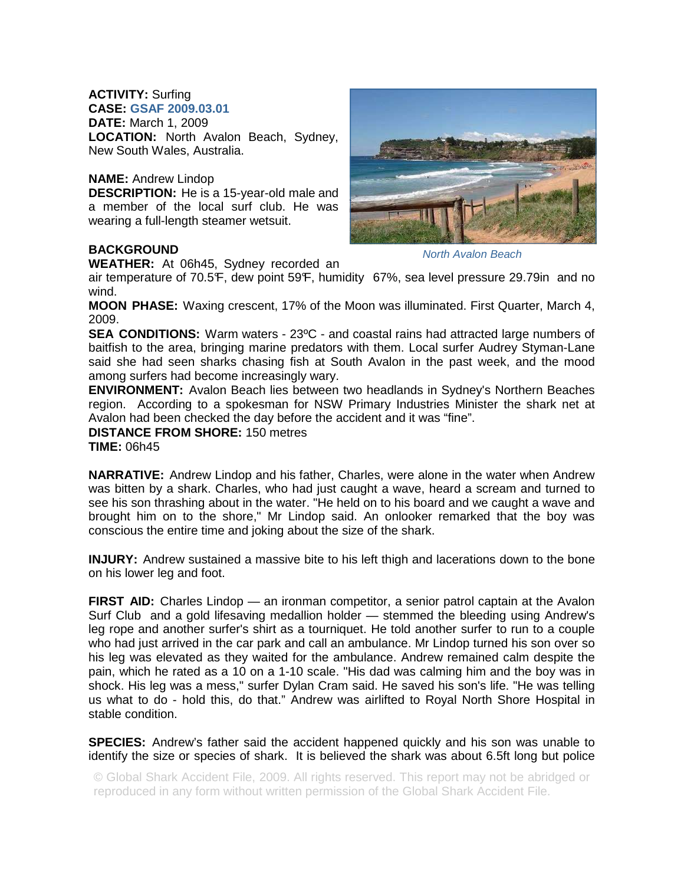**ACTIVITY:** Surfing
**CASE:** GSAF 2009.03.01
**DATE:** March 1, 2009
**LOCATION:** North Avalon Beach, Sydney, New South Wales, Australia.

**NAME:** Andrew Lindop
**DESCRIPTION:** He is a 15-year-old male and a member of the local surf club. He was wearing a full-length steamer wetsuit.

*North Avalon Beach*

**BACKGROUND**
**WEATHER:** At 06h45, Sydney recorded an air temperature of 70.5℉, dew point 59℉, humidity 67%, sea level pressure 29.79in and no wind.
**MOON PHASE:** Waxing crescent, 17% of the Moon was illuminated. First Quarter, March 4, 2009.
**SEA CONDITIONS:** Warm waters - 23ºC - and coastal rains had attracted large numbers of baitfish to the area, bringing marine predators with them. Local surfer Audrey Styman-Lane said she had seen sharks chasing fish at South Avalon in the past week, and the mood among surfers had become increasingly wary.
**ENVIRONMENT:** Avalon Beach lies between two headlands in Sydney's Northern Beaches region. According to a spokesman for NSW Primary Industries Minister the shark net at Avalon had been checked the day before the accident and it was "fine".
**DISTANCE FROM SHORE:** 150 metres
**TIME:** 06h45

**NARRATIVE:** Andrew Lindop and his father, Charles, were alone in the water when Andrew was bitten by a shark. Charles, who had just caught a wave, heard a scream and turned to see his son thrashing about in the water. "He held on to his board and we caught a wave and brought him on to the shore," Mr Lindop said. An onlooker remarked that the boy was conscious the entire time and joking about the size of the shark.

**INJURY:** Andrew sustained a massive bite to his left thigh and lacerations down to the bone on his lower leg and foot.

**FIRST AID:** Charles Lindop — an ironman competitor, a senior patrol captain at the Avalon Surf Club and a gold lifesaving medallion holder — stemmed the bleeding using Andrew's leg rope and another surfer's shirt as a tourniquet. He told another surfer to run to a couple who had just arrived in the car park and call an ambulance. Mr Lindop turned his son over so his leg was elevated as they waited for the ambulance. Andrew remained calm despite the pain, which he rated as a 10 on a 1-10 scale. "His dad was calming him and the boy was in shock. His leg was a mess," surfer Dylan Cram said. He saved his son's life. "He was telling us what to do - hold this, do that." Andrew was airlifted to Royal North Shore Hospital in stable condition.

**SPECIES:** Andrew's father said the accident happened quickly and his son was unable to identify the size or species of shark. It is believed the shark was about 6.5ft long but police

© Global Shark Accident File, 2009. All rights reserved. This report may not be abridged or reproduced in any form without written permission of the Global Shark Accident File.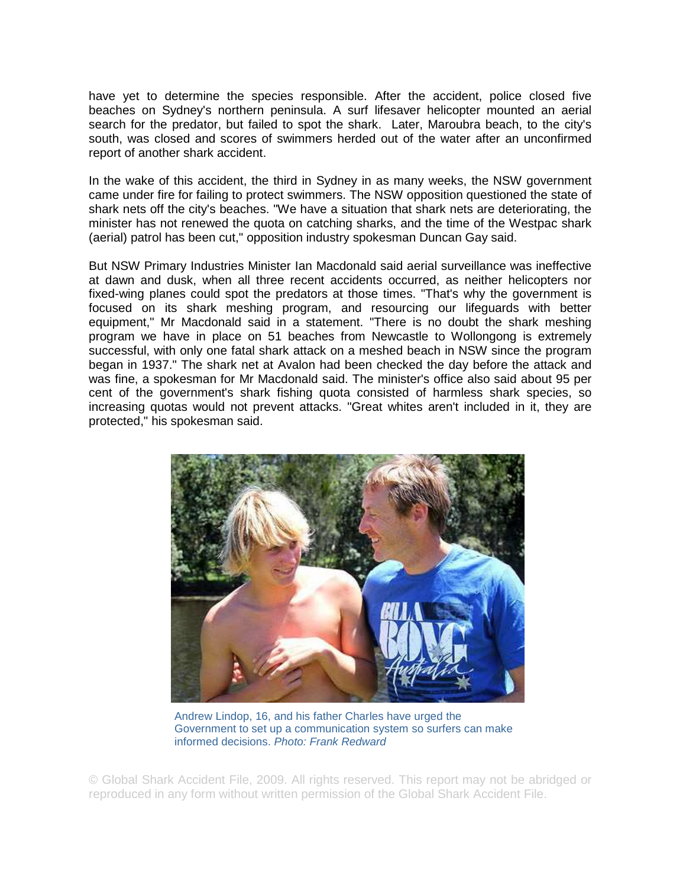have yet to determine the species responsible. After the accident, police closed five beaches on Sydney's northern peninsula. A surf lifesaver helicopter mounted an aerial search for the predator, but failed to spot the shark. Later, Maroubra beach, to the city's south, was closed and scores of swimmers herded out of the water after an unconfirmed report of another shark accident.

In the wake of this accident, the third in Sydney in as many weeks, the NSW government came under fire for failing to protect swimmers. The NSW opposition questioned the state of shark nets off the city's beaches. "We have a situation that shark nets are deteriorating, the minister has not renewed the quota on catching sharks, and the time of the Westpac shark (aerial) patrol has been cut," opposition industry spokesman Duncan Gay said.

But NSW Primary Industries Minister Ian Macdonald said aerial surveillance was ineffective at dawn and dusk, when all three recent accidents occurred, as neither helicopters nor fixed-wing planes could spot the predators at those times. "That's why the government is focused on its shark meshing program, and resourcing our lifeguards with better equipment," Mr Macdonald said in a statement. "There is no doubt the shark meshing program we have in place on 51 beaches from Newcastle to Wollongong is extremely successful, with only one fatal shark attack on a meshed beach in NSW since the program began in 1937." The shark net at Avalon had been checked the day before the attack and was fine, a spokesman for Mr Macdonald said. The minister's office also said about 95 per cent of the government's shark fishing quota consisted of harmless shark species, so increasing quotas would not prevent attacks. "Great whites aren't included in it, they are protected," his spokesman said.

Andrew Lindop, 16, and his father Charles have urged the Government to set up a communication system so surfers can make informed decisions. *Photo: Frank Redward*

© Global Shark Accident File, 2009. All rights reserved. This report may not be abridged or reproduced in any form without written permission of the Global Shark Accident File.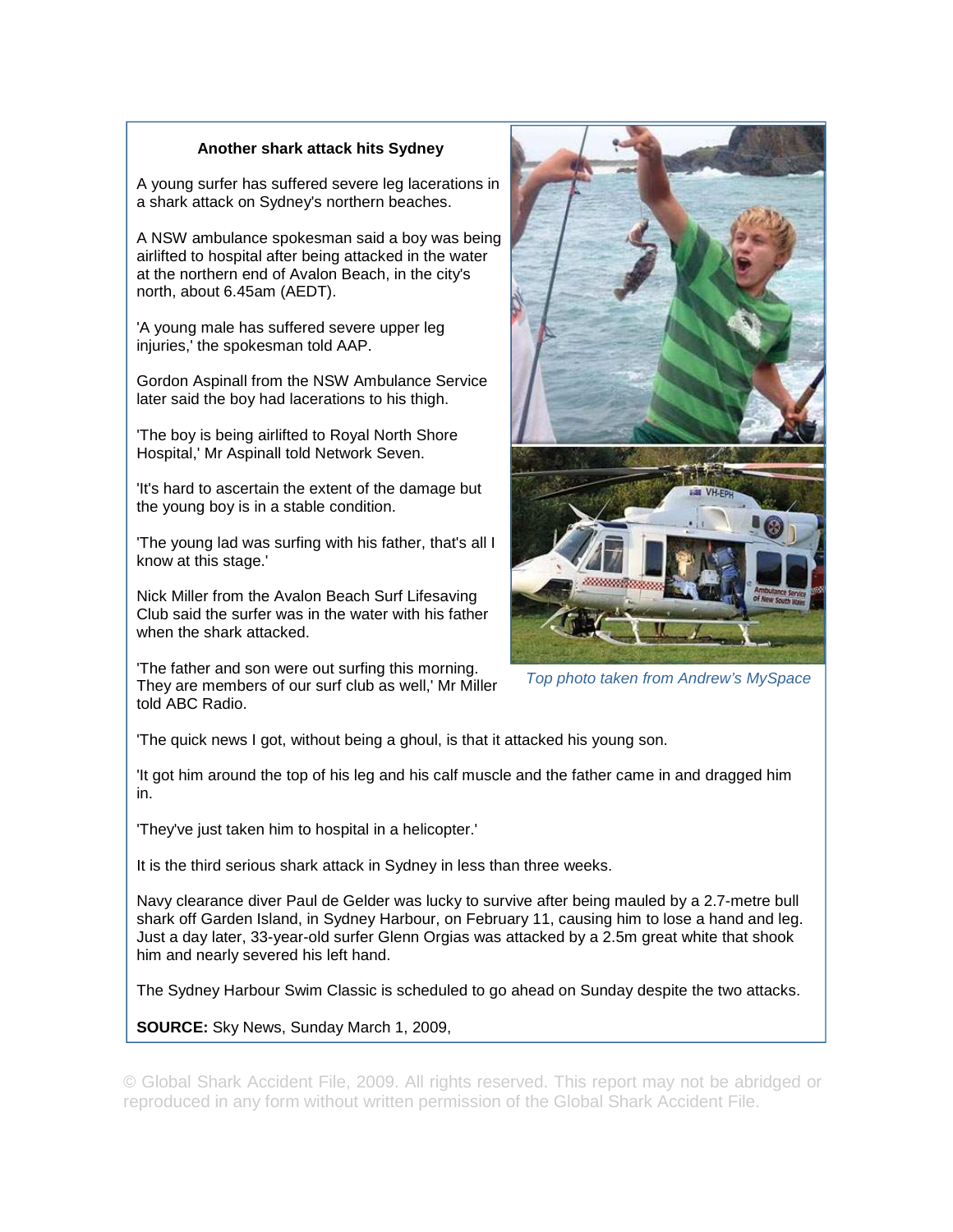### Another shark attack hits Sydney

A young surfer has suffered severe leg lacerations in a shark attack on Sydney's northern beaches.

A NSW ambulance spokesman said a boy was being airlifted to hospital after being attacked in the water at the northern end of Avalon Beach, in the city's north, about 6.45am (AEDT).

'A young male has suffered severe upper leg injuries,' the spokesman told AAP.

Gordon Aspinall from the NSW Ambulance Service later said the boy had lacerations to his thigh.

'The boy is being airlifted to Royal North Shore Hospital,' Mr Aspinall told Network Seven.

'It's hard to ascertain the extent of the damage but the young boy is in a stable condition.

'The young lad was surfing with his father, that's all I know at this stage.'

Nick Miller from the Avalon Beach Surf Lifesaving Club said the surfer was in the water with his father when the shark attacked.

'The father and son were out surfing this morning. They are members of our surf club as well,' Mr Miller told ABC Radio.

*Top photo taken from Andrew's MySpace*

'The quick news I got, without being a ghoul, is that it attacked his young son.

'It got him around the top of his leg and his calf muscle and the father came in and dragged him in.

'They've just taken him to hospital in a helicopter.'

It is the third serious shark attack in Sydney in less than three weeks.

Navy clearance diver Paul de Gelder was lucky to survive after being mauled by a 2.7-metre bull shark off Garden Island, in Sydney Harbour, on February 11, causing him to lose a hand and leg. Just a day later, 33-year-old surfer Glenn Orgias was attacked by a 2.5m great white that shook him and nearly severed his left hand.

The Sydney Harbour Swim Classic is scheduled to go ahead on Sunday despite the two attacks.

**SOURCE:** Sky News, Sunday March 1, 2009,

© Global Shark Accident File, 2009. All rights reserved. This report may not be abridged or reproduced in any form without written permission of the Global Shark Accident File.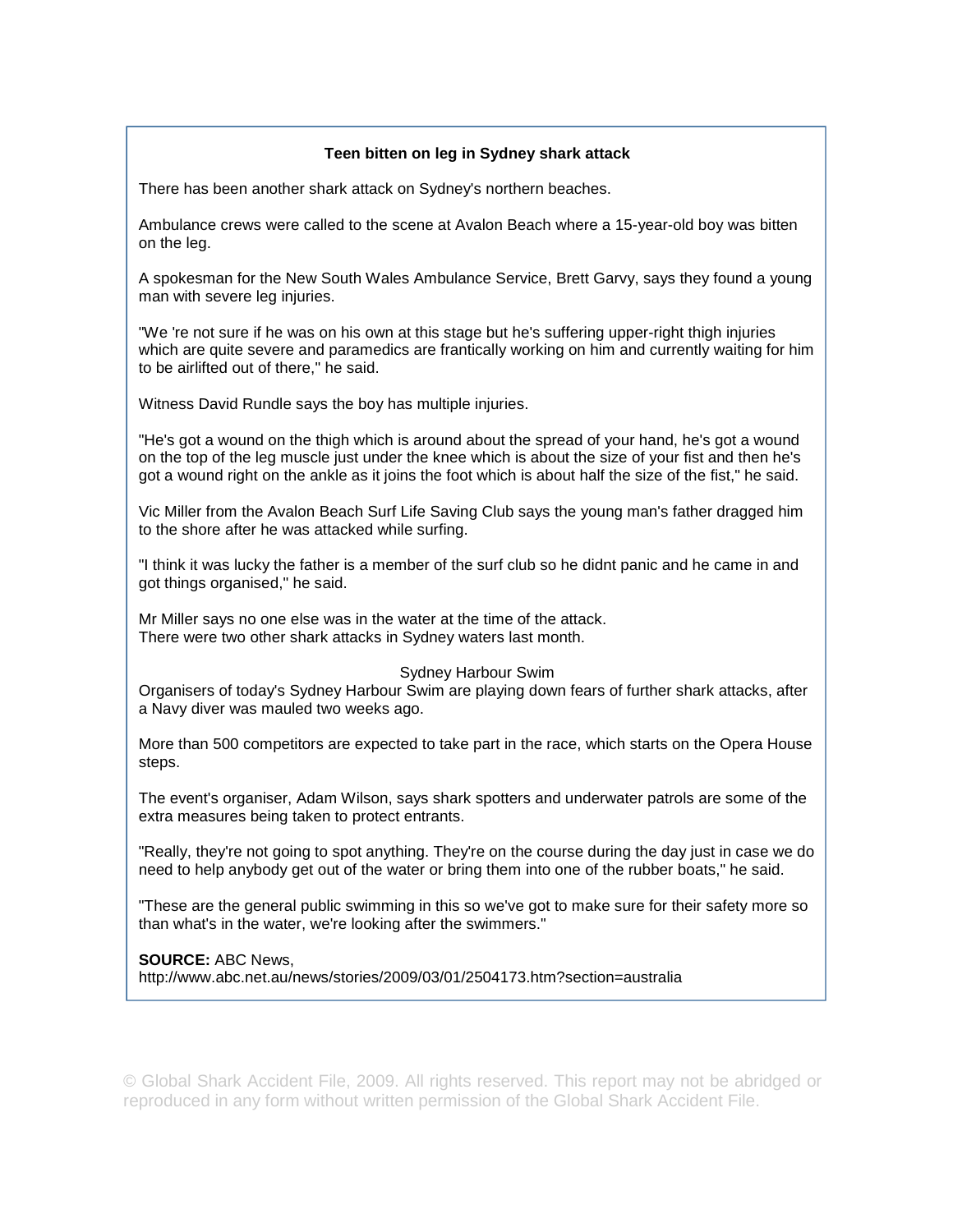**Teen bitten on leg in Sydney shark attack**

There has been another shark attack on Sydney's northern beaches.

Ambulance crews were called to the scene at Avalon Beach where a 15-year-old boy was bitten on the leg.

A spokesman for the New South Wales Ambulance Service, Brett Garvy, says they found a young man with severe leg injuries.

"We 're not sure if he was on his own at this stage but he's suffering upper-right thigh injuries which are quite severe and paramedics are frantically working on him and currently waiting for him to be airlifted out of there," he said.

Witness David Rundle says the boy has multiple injuries.

"He's got a wound on the thigh which is around about the spread of your hand, he's got a wound on the top of the leg muscle just under the knee which is about the size of your fist and then he's got a wound right on the ankle as it joins the foot which is about half the size of the fist," he said.

Vic Miller from the Avalon Beach Surf Life Saving Club says the young man's father dragged him to the shore after he was attacked while surfing.

"I think it was lucky the father is a member of the surf club so he didnt panic and he came in and got things organised," he said.

Mr Miller says no one else was in the water at the time of the attack.
There were two other shark attacks in Sydney waters last month.

Sydney Harbour Swim

Organisers of today's Sydney Harbour Swim are playing down fears of further shark attacks, after a Navy diver was mauled two weeks ago.

More than 500 competitors are expected to take part in the race, which starts on the Opera House steps.

The event's organiser, Adam Wilson, says shark spotters and underwater patrols are some of the extra measures being taken to protect entrants.

"Really, they're not going to spot anything. They're on the course during the day just in case we do need to help anybody get out of the water or bring them into one of the rubber boats," he said.

"These are the general public swimming in this so we've got to make sure for their safety more so than what's in the water, we're looking after the swimmers."

**SOURCE:** ABC News,
http://www.abc.net.au/news/stories/2009/03/01/2504173.htm?section=australia

© Global Shark Accident File, 2009. All rights reserved. This report may not be abridged or reproduced in any form without written permission of the Global Shark Accident File.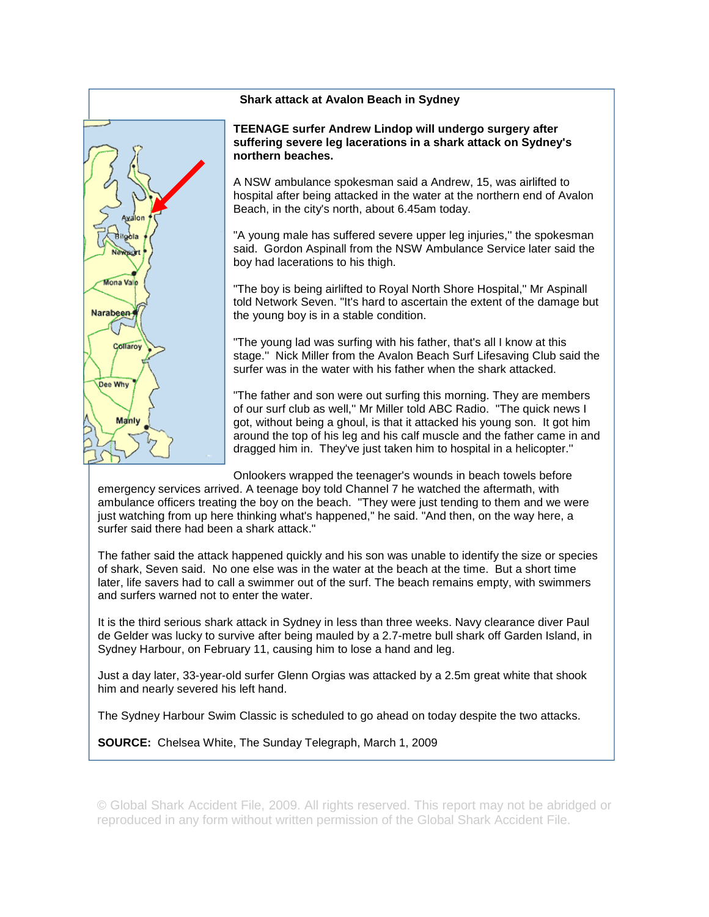**Shark attack at Avalon Beach in Sydney**

**TEENAGE surfer Andrew Lindop will undergo surgery after suffering severe leg lacerations in a shark attack on Sydney's northern beaches.**

A NSW ambulance spokesman said a Andrew, 15, was airlifted to hospital after being attacked in the water at the northern end of Avalon Beach, in the city's north, about 6.45am today.

"A young male has suffered severe upper leg injuries," the spokesman said. Gordon Aspinall from the NSW Ambulance Service later said the boy had lacerations to his thigh.

"The boy is being airlifted to Royal North Shore Hospital," Mr Aspinall told Network Seven. "It's hard to ascertain the extent of the damage but the young boy is in a stable condition.

"The young lad was surfing with his father, that's all I know at this stage." Nick Miller from the Avalon Beach Surf Lifesaving Club said the surfer was in the water with his father when the shark attacked.

"The father and son were out surfing this morning. They are members of our surf club as well," Mr Miller told ABC Radio. "The quick news I got, without being a ghoul, is that it attacked his young son. It got him around the top of his leg and his calf muscle and the father came in and dragged him in. They've just taken him to hospital in a helicopter."

Onlookers wrapped the teenager's wounds in beach towels before emergency services arrived. A teenage boy told Channel 7 he watched the aftermath, with ambulance officers treating the boy on the beach. "They were just tending to them and we were just watching from up here thinking what's happened," he said. "And then, on the way here, a surfer said there had been a shark attack."

The father said the attack happened quickly and his son was unable to identify the size or species of shark, Seven said. No one else was in the water at the beach at the time. But a short time later, life savers had to call a swimmer out of the surf. The beach remains empty, with swimmers and surfers warned not to enter the water.

It is the third serious shark attack in Sydney in less than three weeks. Navy clearance diver Paul de Gelder was lucky to survive after being mauled by a 2.7-metre bull shark off Garden Island, in Sydney Harbour, on February 11, causing him to lose a hand and leg.

Just a day later, 33-year-old surfer Glenn Orgias was attacked by a 2.5m great white that shook him and nearly severed his left hand.

The Sydney Harbour Swim Classic is scheduled to go ahead on today despite the two attacks.

**SOURCE:** Chelsea White, The Sunday Telegraph, March 1, 2009

© Global Shark Accident File, 2009. All rights reserved. This report may not be abridged or reproduced in any form without written permission of the Global Shark Accident File.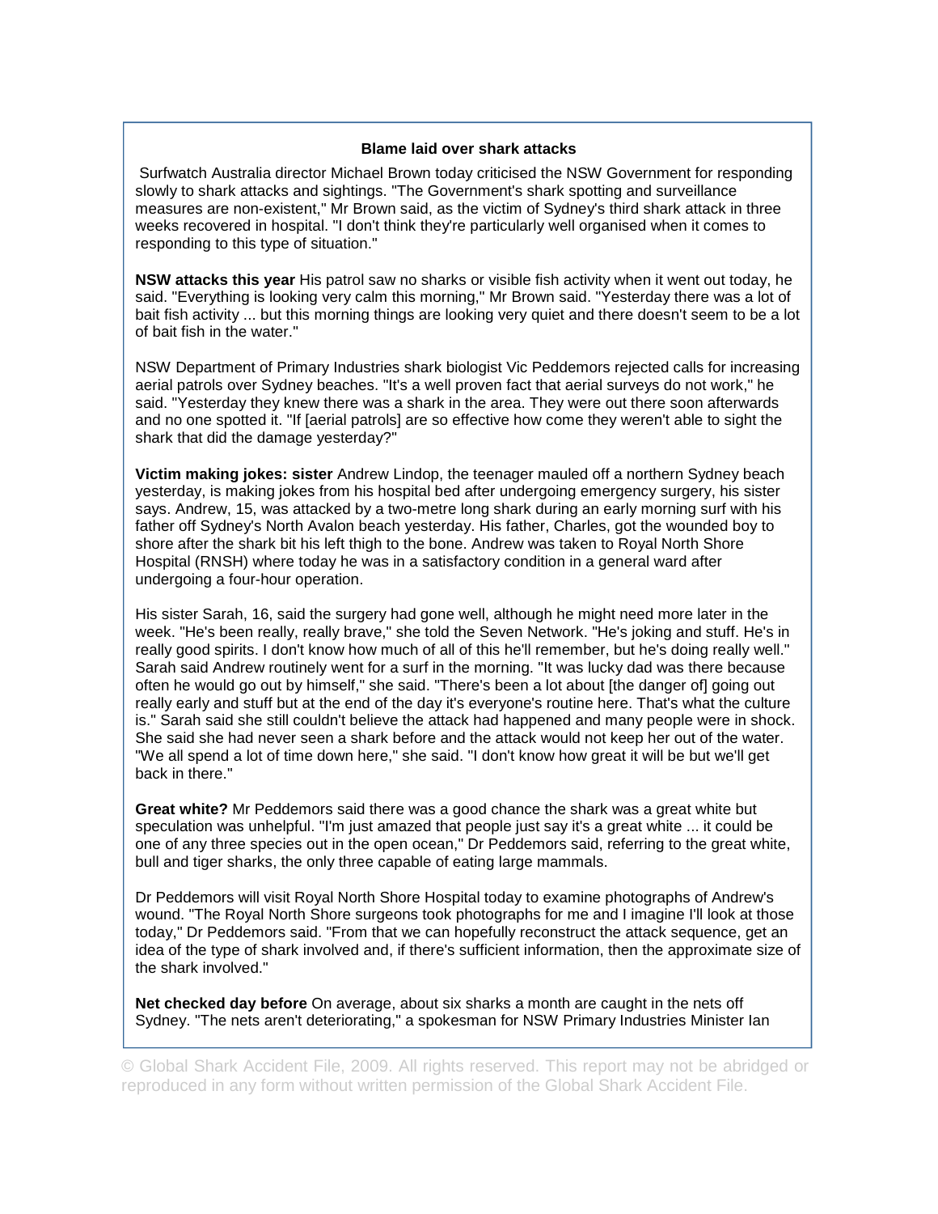**Blame laid over shark attacks**

Surfwatch Australia director Michael Brown today criticised the NSW Government for responding slowly to shark attacks and sightings. "The Government's shark spotting and surveillance measures are non-existent," Mr Brown said, as the victim of Sydney's third shark attack in three weeks recovered in hospital. "I don't think they're particularly well organised when it comes to responding to this type of situation."

**NSW attacks this year** His patrol saw no sharks or visible fish activity when it went out today, he said. "Everything is looking very calm this morning," Mr Brown said. "Yesterday there was a lot of bait fish activity ... but this morning things are looking very quiet and there doesn't seem to be a lot of bait fish in the water."

NSW Department of Primary Industries shark biologist Vic Peddemors rejected calls for increasing aerial patrols over Sydney beaches. "It's a well proven fact that aerial surveys do not work," he said. "Yesterday they knew there was a shark in the area. They were out there soon afterwards and no one spotted it. "If [aerial patrols] are so effective how come they weren't able to sight the shark that did the damage yesterday?"

**Victim making jokes: sister** Andrew Lindop, the teenager mauled off a northern Sydney beach yesterday, is making jokes from his hospital bed after undergoing emergency surgery, his sister says. Andrew, 15, was attacked by a two-metre long shark during an early morning surf with his father off Sydney's North Avalon beach yesterday. His father, Charles, got the wounded boy to shore after the shark bit his left thigh to the bone. Andrew was taken to Royal North Shore Hospital (RNSH) where today he was in a satisfactory condition in a general ward after undergoing a four-hour operation.

His sister Sarah, 16, said the surgery had gone well, although he might need more later in the week. "He's been really, really brave," she told the Seven Network. "He's joking and stuff. He's in really good spirits. I don't know how much of all of this he'll remember, but he's doing really well." Sarah said Andrew routinely went for a surf in the morning. "It was lucky dad was there because often he would go out by himself," she said. "There's been a lot about [the danger of] going out really early and stuff but at the end of the day it's everyone's routine here. That's what the culture is." Sarah said she still couldn't believe the attack had happened and many people were in shock. She said she had never seen a shark before and the attack would not keep her out of the water. "We all spend a lot of time down here," she said. "I don't know how great it will be but we'll get back in there."

**Great white?** Mr Peddemors said there was a good chance the shark was a great white but speculation was unhelpful. "I'm just amazed that people just say it's a great white ... it could be one of any three species out in the open ocean," Dr Peddemors said, referring to the great white, bull and tiger sharks, the only three capable of eating large mammals.

Dr Peddemors will visit Royal North Shore Hospital today to examine photographs of Andrew's wound. "The Royal North Shore surgeons took photographs for me and I imagine I'll look at those today," Dr Peddemors said. "From that we can hopefully reconstruct the attack sequence, get an idea of the type of shark involved and, if there's sufficient information, then the approximate size of the shark involved."

**Net checked day before** On average, about six sharks a month are caught in the nets off Sydney. "The nets aren't deteriorating," a spokesman for NSW Primary Industries Minister Ian

© Global Shark Accident File, 2009. All rights reserved. This report may not be abridged or reproduced in any form without written permission of the Global Shark Accident File.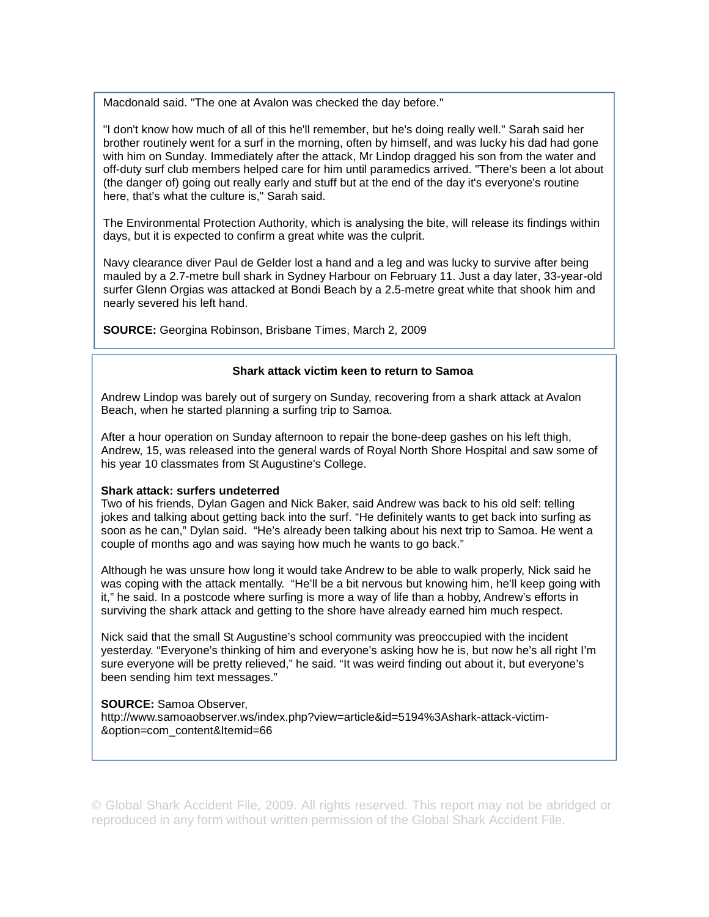Macdonald said. "The one at Avalon was checked the day before."

"I don't know how much of all of this he'll remember, but he's doing really well." Sarah said her brother routinely went for a surf in the morning, often by himself, and was lucky his dad had gone with him on Sunday. Immediately after the attack, Mr Lindop dragged his son from the water and off-duty surf club members helped care for him until paramedics arrived. "There's been a lot about (the danger of) going out really early and stuff but at the end of the day it's everyone's routine here, that's what the culture is," Sarah said.

The Environmental Protection Authority, which is analysing the bite, will release its findings within days, but it is expected to confirm a great white was the culprit.

Navy clearance diver Paul de Gelder lost a hand and a leg and was lucky to survive after being mauled by a 2.7-metre bull shark in Sydney Harbour on February 11. Just a day later, 33-year-old surfer Glenn Orgias was attacked at Bondi Beach by a 2.5-metre great white that shook him and nearly severed his left hand.

**SOURCE:** Georgina Robinson, Brisbane Times, March 2, 2009

**Shark attack victim keen to return to Samoa**

Andrew Lindop was barely out of surgery on Sunday, recovering from a shark attack at Avalon Beach, when he started planning a surfing trip to Samoa.

After a hour operation on Sunday afternoon to repair the bone-deep gashes on his left thigh, Andrew, 15, was released into the general wards of Royal North Shore Hospital and saw some of his year 10 classmates from St Augustine's College.

**Shark attack: surfers undeterred**

Two of his friends, Dylan Gagen and Nick Baker, said Andrew was back to his old self: telling jokes and talking about getting back into the surf. "He definitely wants to get back into surfing as soon as he can," Dylan said. "He's already been talking about his next trip to Samoa. He went a couple of months ago and was saying how much he wants to go back."

Although he was unsure how long it would take Andrew to be able to walk properly, Nick said he was coping with the attack mentally. "He'll be a bit nervous but knowing him, he'll keep going with it," he said. In a postcode where surfing is more a way of life than a hobby, Andrew's efforts in surviving the shark attack and getting to the shore have already earned him much respect.

Nick said that the small St Augustine's school community was preoccupied with the incident yesterday. "Everyone's thinking of him and everyone's asking how he is, but now he's all right I'm sure everyone will be pretty relieved," he said. "It was weird finding out about it, but everyone's been sending him text messages."

**SOURCE:** Samoa Observer, http://www.samoaobserver.ws/index.php?view=article&id=5194%3Ashark-attack-victim-&option=com_content&Itemid=66

© Global Shark Accident File, 2009. All rights reserved. This report may not be abridged or reproduced in any form without written permission of the Global Shark Accident File.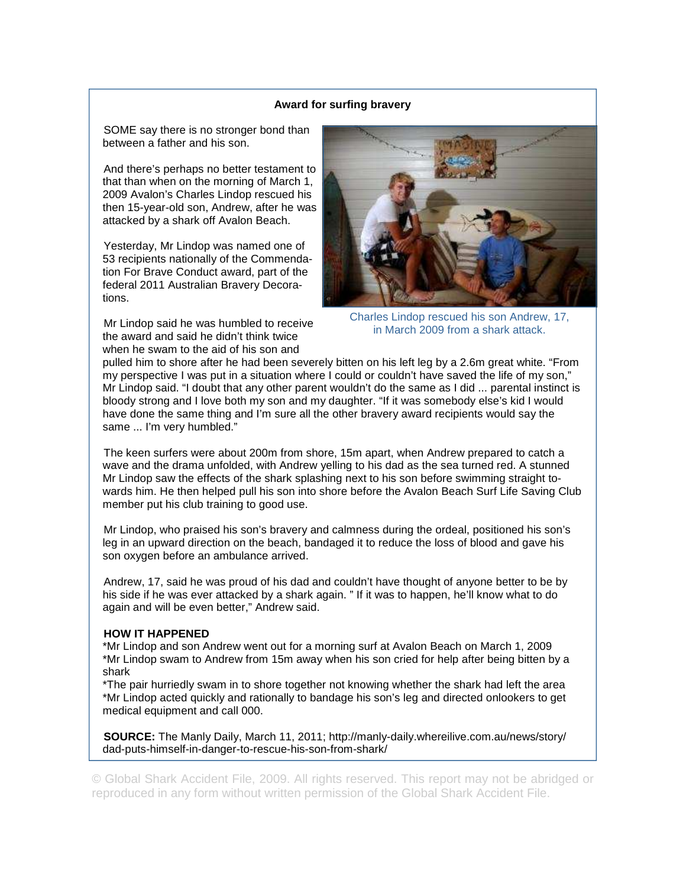**Award for surfing bravery**

SOME say there is no stronger bond than between a father and his son.

And there's perhaps no better testament to that than when on the morning of March 1, 2009 Avalon's Charles Lindop rescued his then 15-year-old son, Andrew, after he was attacked by a shark off Avalon Beach.

Yesterday, Mr Lindop was named one of 53 recipients nationally of the Commendation For Brave Conduct award, part of the federal 2011 Australian Bravery Decorations.

Charles Lindop rescued his son Andrew, 17, in March 2009 from a shark attack.

Mr Lindop said he was humbled to receive the award and said he didn't think twice when he swam to the aid of his son and pulled him to shore after he had been severely bitten on his left leg by a 2.6m great white. "From my perspective I was put in a situation where I could or couldn't have saved the life of my son," Mr Lindop said. "I doubt that any other parent wouldn't do the same as I did ... parental instinct is bloody strong and I love both my son and my daughter. "If it was somebody else's kid I would have done the same thing and I'm sure all the other bravery award recipients would say the same ... I'm very humbled."

The keen surfers were about 200m from shore, 15m apart, when Andrew prepared to catch a wave and the drama unfolded, with Andrew yelling to his dad as the sea turned red. A stunned Mr Lindop saw the effects of the shark splashing next to his son before swimming straight towards him. He then helped pull his son into shore before the Avalon Beach Surf Life Saving Club member put his club training to good use.

Mr Lindop, who praised his son's bravery and calmness during the ordeal, positioned his son's leg in an upward direction on the beach, bandaged it to reduce the loss of blood and gave his son oxygen before an ambulance arrived.

Andrew, 17, said he was proud of his dad and couldn't have thought of anyone better to be by his side if he was ever attacked by a shark again. " If it was to happen, he'll know what to do again and will be even better," Andrew said.

**HOW IT HAPPENED**

*Mr Lindop and son Andrew went out for a morning surf at Avalon Beach on March 1, 2009
*Mr Lindop swam to Andrew from 15m away when his son cried for help after being bitten by a shark
*The pair hurriedly swam in to shore together not knowing whether the shark had left the area
*Mr Lindop acted quickly and rationally to bandage his son's leg and directed onlookers to get medical equipment and call 000.

**SOURCE:** The Manly Daily, March 11, 2011; http://manly-daily.whereilive.com.au/news/story/dad-puts-himself-in-danger-to-rescue-his-son-from-shark/

© Global Shark Accident File, 2009. All rights reserved. This report may not be abridged or reproduced in any form without written permission of the Global Shark Accident File.